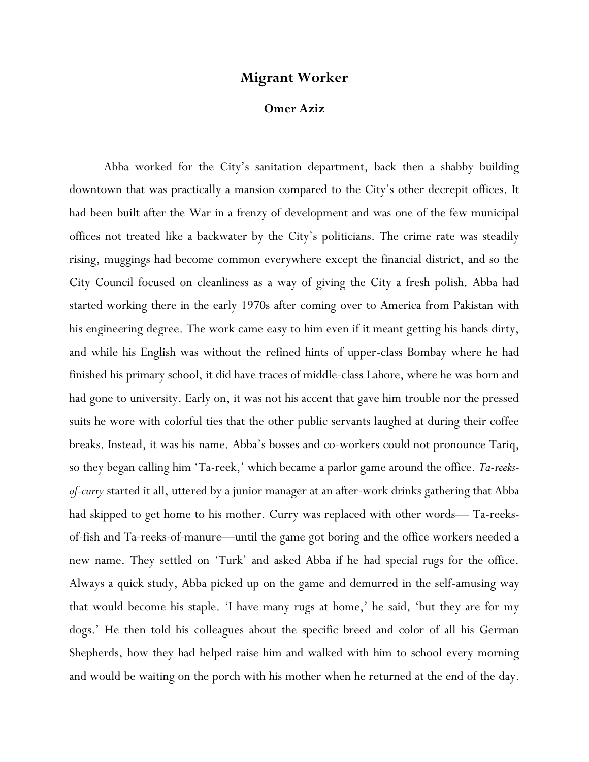# Migrant Worker

### Omer Aziz

Abba worked for the City's sanitation department, back then a shabby building downtown that was practically a mansion compared to the City's other decrepit offices. It had been built after the War in a frenzy of development and was one of the few municipal offices not treated like a backwater by the City's politicians. The crime rate was steadily rising, muggings had become common everywhere except the financial district, and so the City Council focused on cleanliness as a way of giving the City a fresh polish. Abba had started working there in the early 1970s after coming over to America from Pakistan with his engineering degree. The work came easy to him even if it meant getting his hands dirty, and while his English was without the refined hints of upper-class Bombay where he had finished his primary school, it did have traces of middle-class Lahore, where he was born and had gone to university. Early on, it was not his accent that gave him trouble nor the pressed suits he wore with colorful ties that the other public servants laughed at during their coffee breaks. Instead, it was his name. Abba's bosses and co-workers could not pronounce Tariq, so they began calling him 'Ta-reek,' which became a parlor game around the office. *Ta-reeks-of-curry* started it all, uttered by a junior manager at an after-work drinks gathering that Abba had skipped to get home to his mother. Curry was replaced with other words— Ta-reeks-of-fish and Ta-reeks-of-manure—until the game got boring and the office workers needed a new name. They settled on 'Turk' and asked Abba if he had special rugs for the office. Always a quick study, Abba picked up on the game and demurred in the self-amusing way that would become his staple. 'I have many rugs at home,' he said, 'but they are for my dogs.' He then told his colleagues about the specific breed and color of all his German Shepherds, how they had helped raise him and walked with him to school every morning and would be waiting on the porch with his mother when he returned at the end of the day.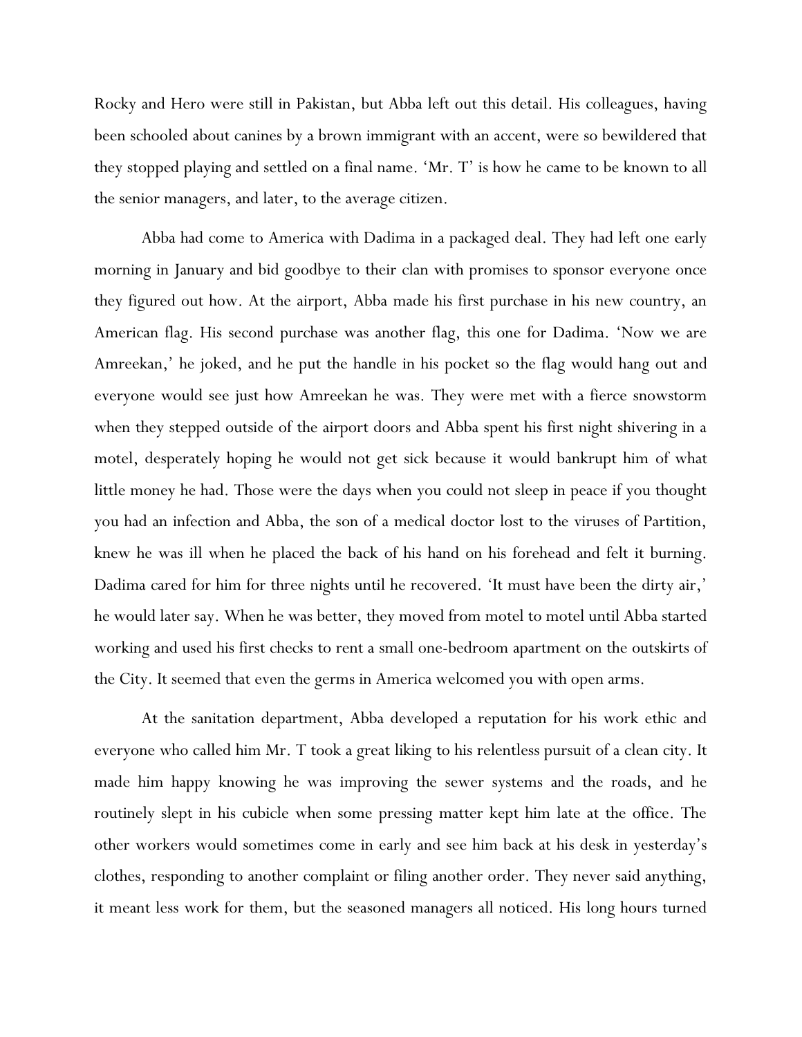Rocky and Hero were still in Pakistan, but Abba left out this detail. His colleagues, having been schooled about canines by a brown immigrant with an accent, were so bewildered that they stopped playing and settled on a final name. 'Mr. T' is how he came to be known to all the senior managers, and later, to the average citizen.

Abba had come to America with Dadima in a packaged deal. They had left one early morning in January and bid goodbye to their clan with promises to sponsor everyone once they figured out how. At the airport, Abba made his first purchase in his new country, an American flag. His second purchase was another flag, this one for Dadima. 'Now we are Amreekan,' he joked, and he put the handle in his pocket so the flag would hang out and everyone would see just how Amreekan he was. They were met with a fierce snowstorm when they stepped outside of the airport doors and Abba spent his first night shivering in a motel, desperately hoping he would not get sick because it would bankrupt him of what little money he had. Those were the days when you could not sleep in peace if you thought you had an infection and Abba, the son of a medical doctor lost to the viruses of Partition, knew he was ill when he placed the back of his hand on his forehead and felt it burning. Dadima cared for him for three nights until he recovered. 'It must have been the dirty air,' he would later say. When he was better, they moved from motel to motel until Abba started working and used his first checks to rent a small one-bedroom apartment on the outskirts of the City. It seemed that even the germs in America welcomed you with open arms.

At the sanitation department, Abba developed a reputation for his work ethic and everyone who called him Mr. T took a great liking to his relentless pursuit of a clean city. It made him happy knowing he was improving the sewer systems and the roads, and he routinely slept in his cubicle when some pressing matter kept him late at the office. The other workers would sometimes come in early and see him back at his desk in yesterday's clothes, responding to another complaint or filing another order. They never said anything, it meant less work for them, but the seasoned managers all noticed. His long hours turned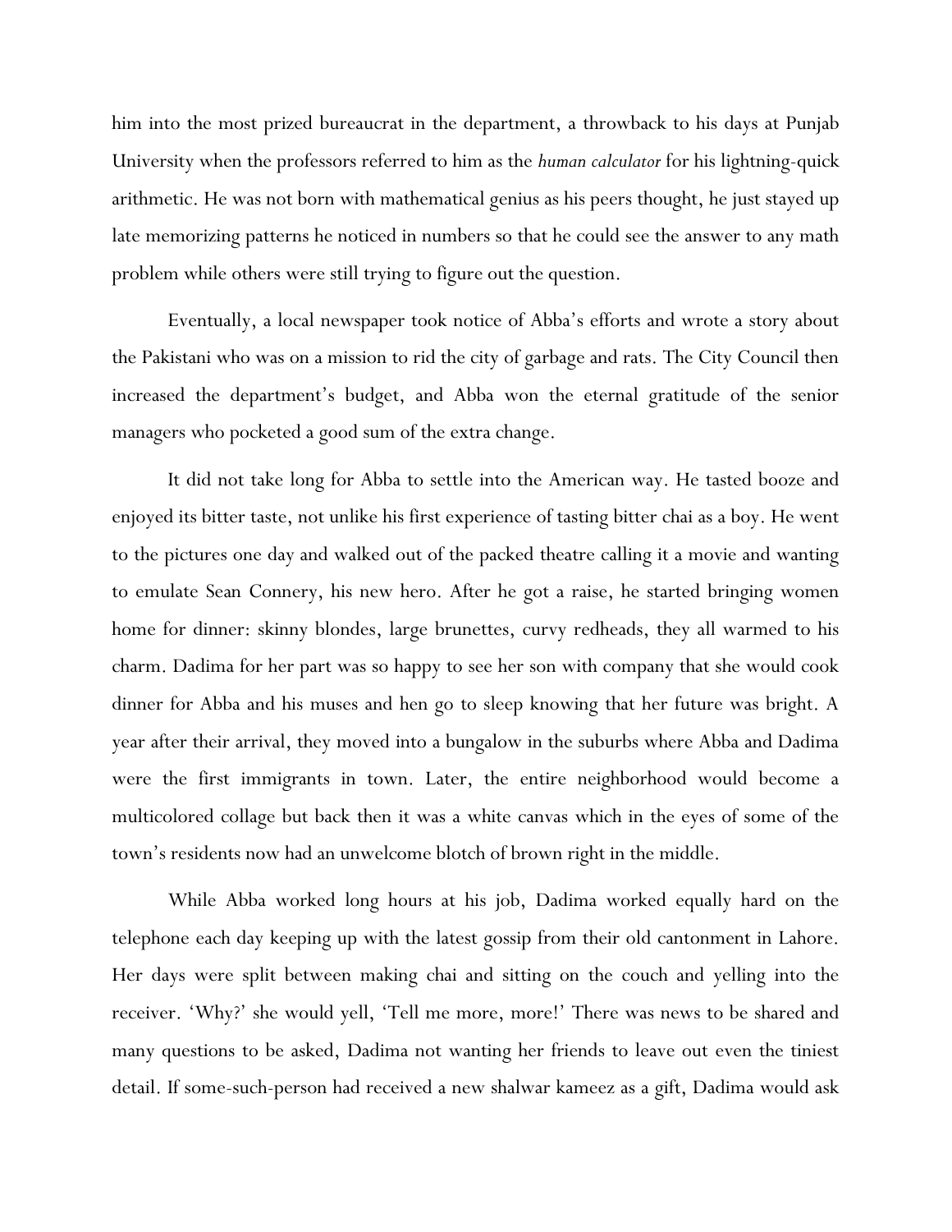him into the most prized bureaucrat in the department, a throwback to his days at Punjab University when the professors referred to him as the *human calculator* for his lightning-quick arithmetic. He was not born with mathematical genius as his peers thought, he just stayed up late memorizing patterns he noticed in numbers so that he could see the answer to any math problem while others were still trying to figure out the question.

Eventually, a local newspaper took notice of Abba's efforts and wrote a story about the Pakistani who was on a mission to rid the city of garbage and rats. The City Council then increased the department's budget, and Abba won the eternal gratitude of the senior managers who pocketed a good sum of the extra change.

It did not take long for Abba to settle into the American way. He tasted booze and enjoyed its bitter taste, not unlike his first experience of tasting bitter chai as a boy. He went to the pictures one day and walked out of the packed theatre calling it a movie and wanting to emulate Sean Connery, his new hero. After he got a raise, he started bringing women home for dinner: skinny blondes, large brunettes, curvy redheads, they all warmed to his charm. Dadima for her part was so happy to see her son with company that she would cook dinner for Abba and his muses and hen go to sleep knowing that her future was bright. A year after their arrival, they moved into a bungalow in the suburbs where Abba and Dadima were the first immigrants in town. Later, the entire neighborhood would become a multicolored collage but back then it was a white canvas which in the eyes of some of the town's residents now had an unwelcome blotch of brown right in the middle.

While Abba worked long hours at his job, Dadima worked equally hard on the telephone each day keeping up with the latest gossip from their old cantonment in Lahore. Her days were split between making chai and sitting on the couch and yelling into the receiver. 'Why?' she would yell, 'Tell me more, more!' There was news to be shared and many questions to be asked, Dadima not wanting her friends to leave out even the tiniest detail. If some-such-person had received a new shalwar kameez as a gift, Dadima would ask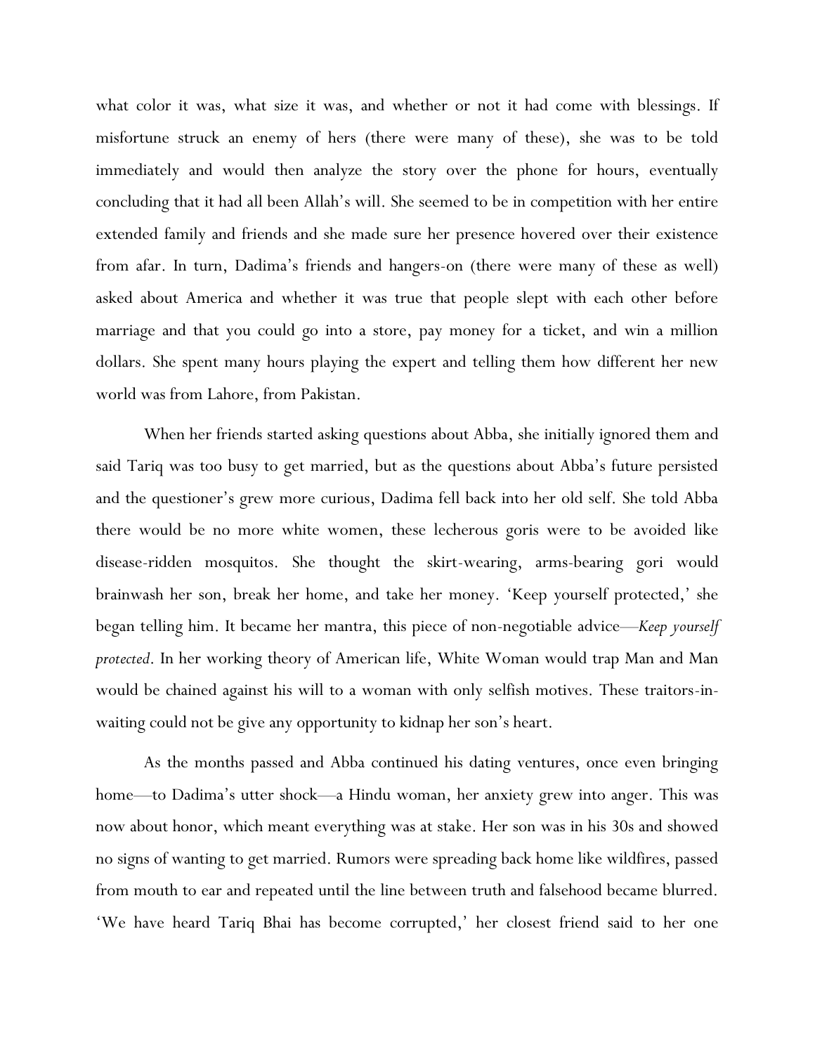what color it was, what size it was, and whether or not it had come with blessings. If misfortune struck an enemy of hers (there were many of these), she was to be told immediately and would then analyze the story over the phone for hours, eventually concluding that it had all been Allah's will. She seemed to be in competition with her entire extended family and friends and she made sure her presence hovered over their existence from afar. In turn, Dadima's friends and hangers-on (there were many of these as well) asked about America and whether it was true that people slept with each other before marriage and that you could go into a store, pay money for a ticket, and win a million dollars. She spent many hours playing the expert and telling them how different her new world was from Lahore, from Pakistan.

When her friends started asking questions about Abba, she initially ignored them and said Tariq was too busy to get married, but as the questions about Abba's future persisted and the questioner's grew more curious, Dadima fell back into her old self. She told Abba there would be no more white women, these lecherous goris were to be avoided like disease-ridden mosquitos. She thought the skirt-wearing, arms-bearing gori would brainwash her son, break her home, and take her money. 'Keep yourself protected,' she began telling him. It became her mantra, this piece of non-negotiable advice—*Keep yourself protected*. In her working theory of American life, White Woman would trap Man and Man would be chained against his will to a woman with only selfish motives. These traitors-in-waiting could not be give any opportunity to kidnap her son's heart.

As the months passed and Abba continued his dating ventures, once even bringing home—to Dadima's utter shock—a Hindu woman, her anxiety grew into anger. This was now about honor, which meant everything was at stake. Her son was in his 30s and showed no signs of wanting to get married. Rumors were spreading back home like wildfires, passed from mouth to ear and repeated until the line between truth and falsehood became blurred. 'We have heard Tariq Bhai has become corrupted,' her closest friend said to her one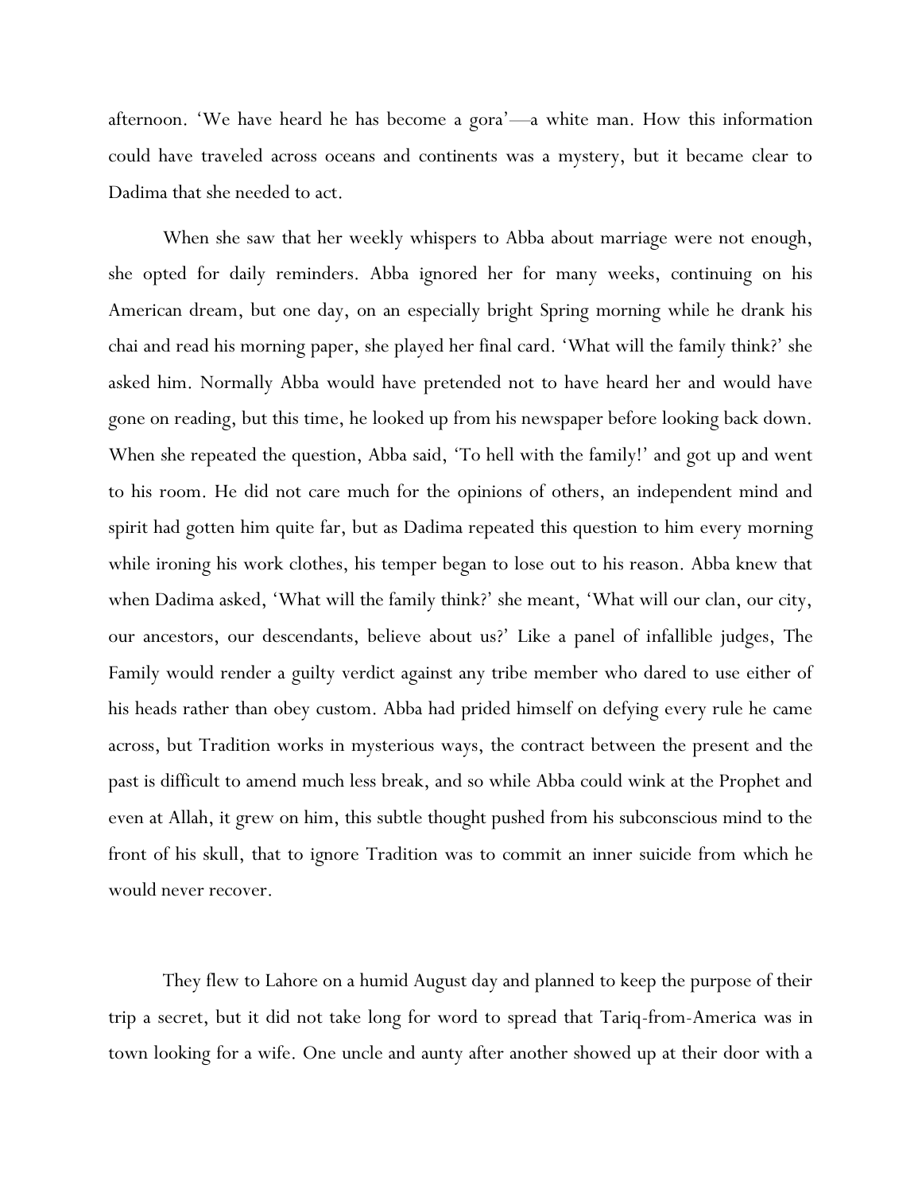afternoon. 'We have heard he has become a gora'—a white man. How this information could have traveled across oceans and continents was a mystery, but it became clear to Dadima that she needed to act.

When she saw that her weekly whispers to Abba about marriage were not enough, she opted for daily reminders. Abba ignored her for many weeks, continuing on his American dream, but one day, on an especially bright Spring morning while he drank his chai and read his morning paper, she played her final card. 'What will the family think?' she asked him. Normally Abba would have pretended not to have heard her and would have gone on reading, but this time, he looked up from his newspaper before looking back down. When she repeated the question, Abba said, 'To hell with the family!' and got up and went to his room. He did not care much for the opinions of others, an independent mind and spirit had gotten him quite far, but as Dadima repeated this question to him every morning while ironing his work clothes, his temper began to lose out to his reason. Abba knew that when Dadima asked, 'What will the family think?' she meant, 'What will our clan, our city, our ancestors, our descendants, believe about us?' Like a panel of infallible judges, The Family would render a guilty verdict against any tribe member who dared to use either of his heads rather than obey custom. Abba had prided himself on defying every rule he came across, but Tradition works in mysterious ways, the contract between the present and the past is difficult to amend much less break, and so while Abba could wink at the Prophet and even at Allah, it grew on him, this subtle thought pushed from his subconscious mind to the front of his skull, that to ignore Tradition was to commit an inner suicide from which he would never recover.

They flew to Lahore on a humid August day and planned to keep the purpose of their trip a secret, but it did not take long for word to spread that Tariq-from-America was in town looking for a wife. One uncle and aunty after another showed up at their door with a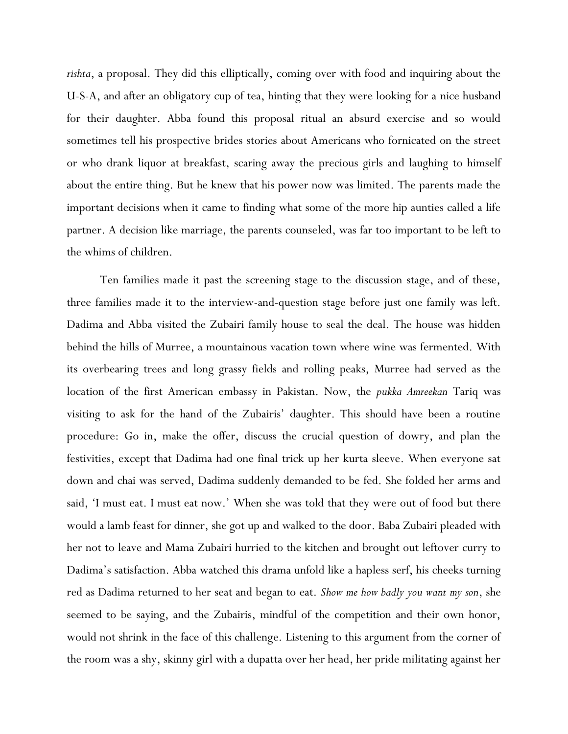*rishta*, a proposal. They did this elliptically, coming over with food and inquiring about the U-S-A, and after an obligatory cup of tea, hinting that they were looking for a nice husband for their daughter. Abba found this proposal ritual an absurd exercise and so would sometimes tell his prospective brides stories about Americans who fornicated on the street or who drank liquor at breakfast, scaring away the precious girls and laughing to himself about the entire thing. But he knew that his power now was limited. The parents made the important decisions when it came to finding what some of the more hip aunties called a life partner. A decision like marriage, the parents counseled, was far too important to be left to the whims of children.

Ten families made it past the screening stage to the discussion stage, and of these, three families made it to the interview-and-question stage before just one family was left. Dadima and Abba visited the Zubairi family house to seal the deal. The house was hidden behind the hills of Murree, a mountainous vacation town where wine was fermented. With its overbearing trees and long grassy fields and rolling peaks, Murree had served as the location of the first American embassy in Pakistan. Now, the *pukka Amreekan* Tariq was visiting to ask for the hand of the Zubairis' daughter. This should have been a routine procedure: Go in, make the offer, discuss the crucial question of dowry, and plan the festivities, except that Dadima had one final trick up her kurta sleeve. When everyone sat down and chai was served, Dadima suddenly demanded to be fed. She folded her arms and said, 'I must eat. I must eat now.' When she was told that they were out of food but there would a lamb feast for dinner, she got up and walked to the door. Baba Zubairi pleaded with her not to leave and Mama Zubairi hurried to the kitchen and brought out leftover curry to Dadima's satisfaction. Abba watched this drama unfold like a hapless serf, his cheeks turning red as Dadima returned to her seat and began to eat. *Show me how badly you want my son*, she seemed to be saying, and the Zubairis, mindful of the competition and their own honor, would not shrink in the face of this challenge. Listening to this argument from the corner of the room was a shy, skinny girl with a dupatta over her head, her pride militating against her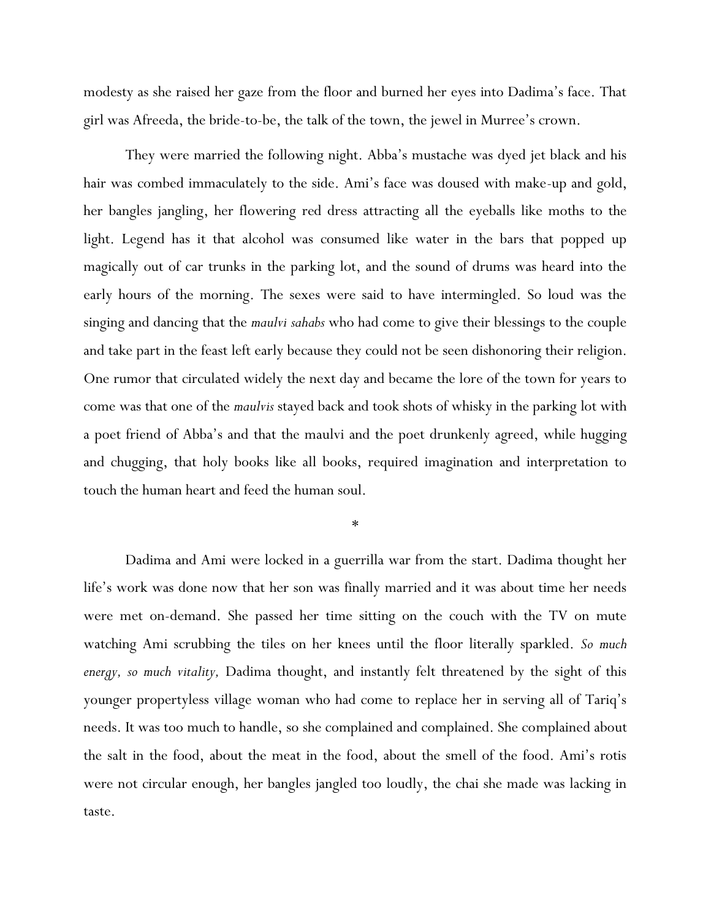modesty as she raised her gaze from the floor and burned her eyes into Dadima's face. That girl was Afreeda, the bride-to-be, the talk of the town, the jewel in Murree's crown.

They were married the following night. Abba's mustache was dyed jet black and his hair was combed immaculately to the side. Ami's face was doused with make-up and gold, her bangles jangling, her flowering red dress attracting all the eyeballs like moths to the light. Legend has it that alcohol was consumed like water in the bars that popped up magically out of car trunks in the parking lot, and the sound of drums was heard into the early hours of the morning. The sexes were said to have intermingled. So loud was the singing and dancing that the *maulvi sahabs* who had come to give their blessings to the couple and take part in the feast left early because they could not be seen dishonoring their religion. One rumor that circulated widely the next day and became the lore of the town for years to come was that one of the *maulvis* stayed back and took shots of whisky in the parking lot with a poet friend of Abba's and that the maulvi and the poet drunkenly agreed, while hugging and chugging, that holy books like all books, required imagination and interpretation to touch the human heart and feed the human soul.

*

Dadima and Ami were locked in a guerrilla war from the start. Dadima thought her life's work was done now that her son was finally married and it was about time her needs were met on-demand. She passed her time sitting on the couch with the TV on mute watching Ami scrubbing the tiles on her knees until the floor literally sparkled. *So much energy, so much vitality,* Dadima thought, and instantly felt threatened by the sight of this younger propertyless village woman who had come to replace her in serving all of Tariq's needs. It was too much to handle, so she complained and complained. She complained about the salt in the food, about the meat in the food, about the smell of the food. Ami's rotis were not circular enough, her bangles jangled too loudly, the chai she made was lacking in taste.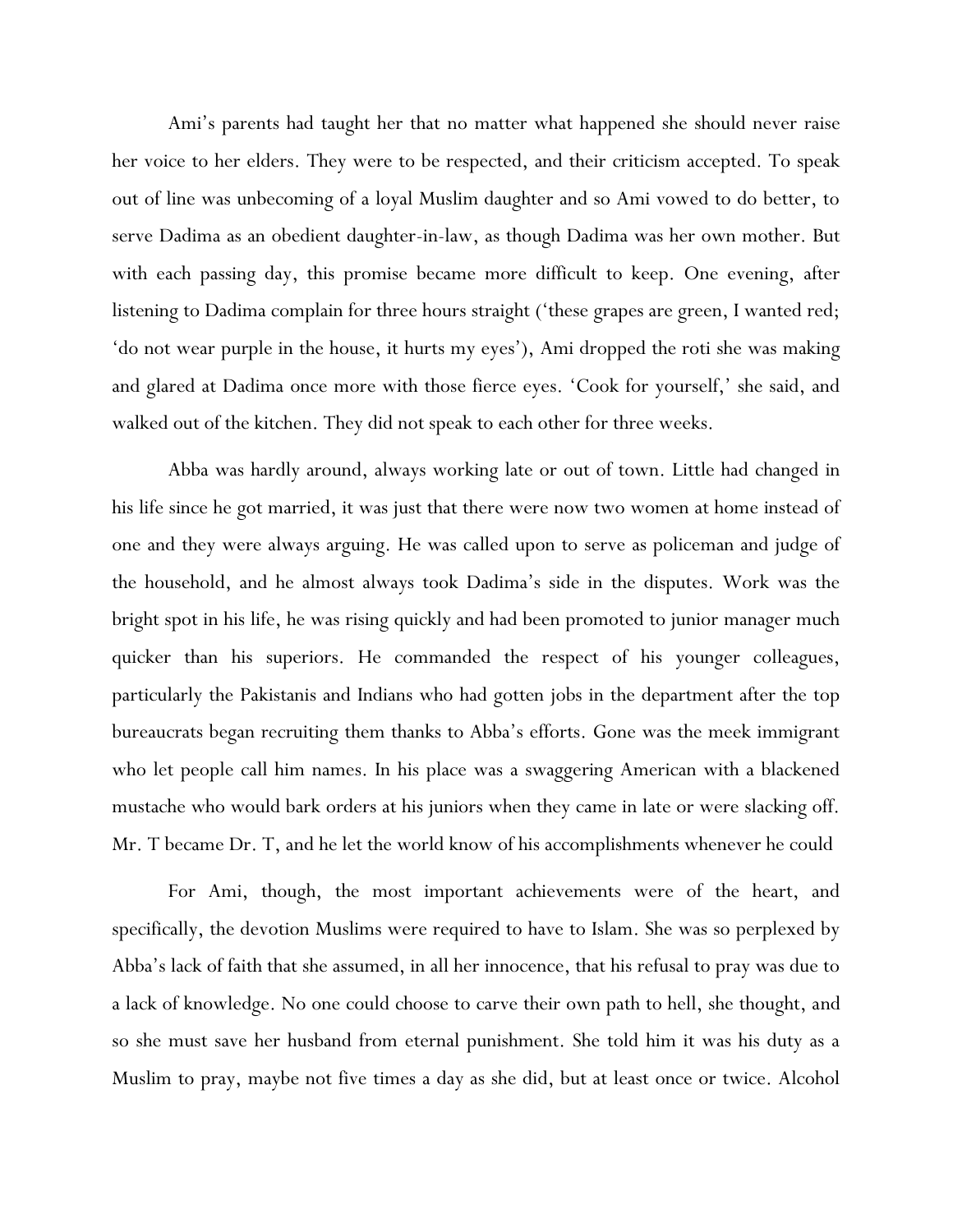Ami's parents had taught her that no matter what happened she should never raise her voice to her elders. They were to be respected, and their criticism accepted. To speak out of line was unbecoming of a loyal Muslim daughter and so Ami vowed to do better, to serve Dadima as an obedient daughter-in-law, as though Dadima was her own mother. But with each passing day, this promise became more difficult to keep. One evening, after listening to Dadima complain for three hours straight ('these grapes are green, I wanted red; 'do not wear purple in the house, it hurts my eyes'), Ami dropped the roti she was making and glared at Dadima once more with those fierce eyes. 'Cook for yourself,' she said, and walked out of the kitchen. They did not speak to each other for three weeks.

Abba was hardly around, always working late or out of town. Little had changed in his life since he got married, it was just that there were now two women at home instead of one and they were always arguing. He was called upon to serve as policeman and judge of the household, and he almost always took Dadima's side in the disputes. Work was the bright spot in his life, he was rising quickly and had been promoted to junior manager much quicker than his superiors. He commanded the respect of his younger colleagues, particularly the Pakistanis and Indians who had gotten jobs in the department after the top bureaucrats began recruiting them thanks to Abba's efforts. Gone was the meek immigrant who let people call him names. In his place was a swaggering American with a blackened mustache who would bark orders at his juniors when they came in late or were slacking off. Mr. T became Dr. T, and he let the world know of his accomplishments whenever he could

For Ami, though, the most important achievements were of the heart, and specifically, the devotion Muslims were required to have to Islam. She was so perplexed by Abba's lack of faith that she assumed, in all her innocence, that his refusal to pray was due to a lack of knowledge. No one could choose to carve their own path to hell, she thought, and so she must save her husband from eternal punishment. She told him it was his duty as a Muslim to pray, maybe not five times a day as she did, but at least once or twice. Alcohol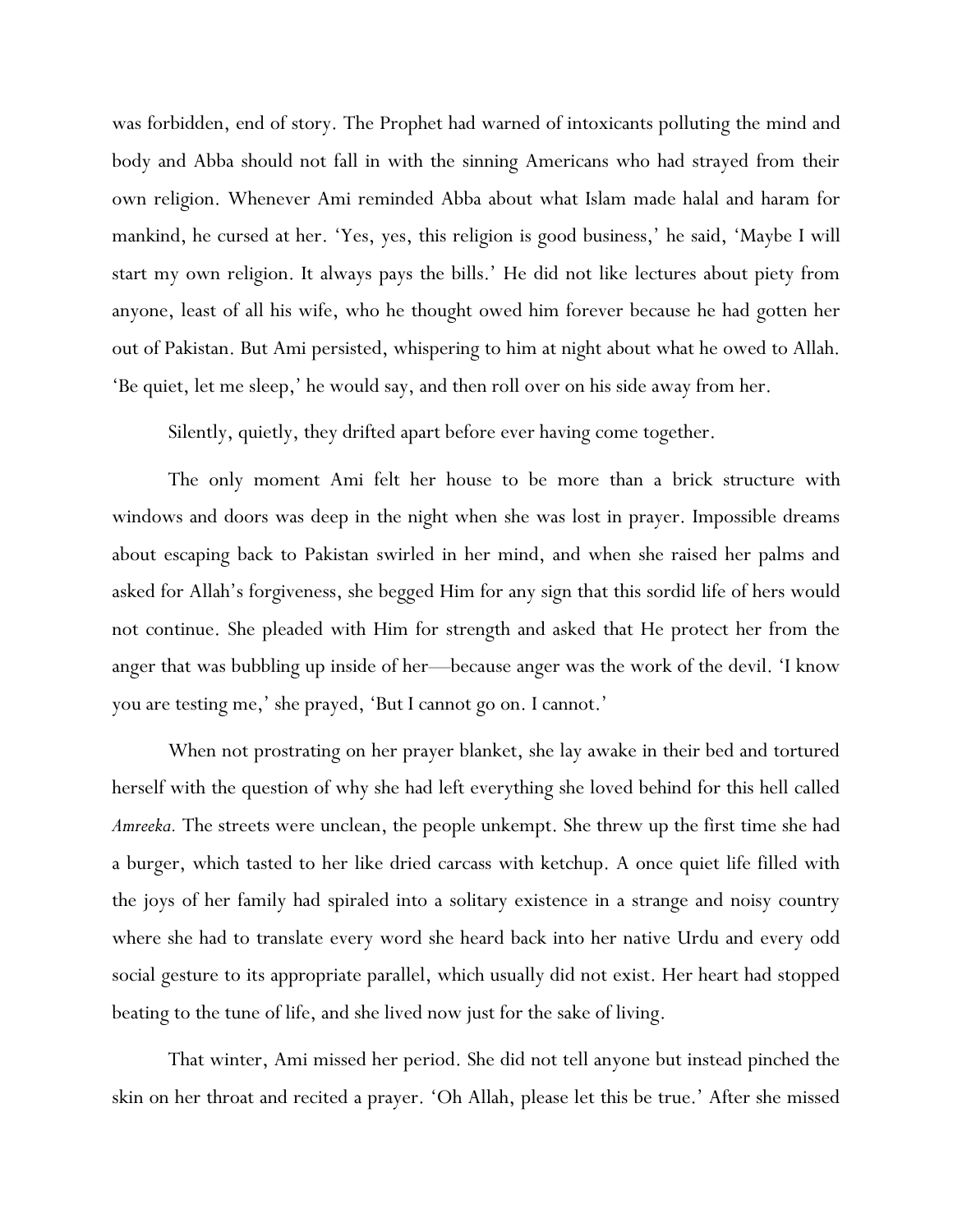was forbidden, end of story. The Prophet had warned of intoxicants polluting the mind and body and Abba should not fall in with the sinning Americans who had strayed from their own religion. Whenever Ami reminded Abba about what Islam made halal and haram for mankind, he cursed at her. 'Yes, yes, this religion is good business,' he said, 'Maybe I will start my own religion. It always pays the bills.' He did not like lectures about piety from anyone, least of all his wife, who he thought owed him forever because he had gotten her out of Pakistan. But Ami persisted, whispering to him at night about what he owed to Allah. 'Be quiet, let me sleep,' he would say, and then roll over on his side away from her.

Silently, quietly, they drifted apart before ever having come together.

The only moment Ami felt her house to be more than a brick structure with windows and doors was deep in the night when she was lost in prayer. Impossible dreams about escaping back to Pakistan swirled in her mind, and when she raised her palms and asked for Allah's forgiveness, she begged Him for any sign that this sordid life of hers would not continue. She pleaded with Him for strength and asked that He protect her from the anger that was bubbling up inside of her—because anger was the work of the devil. 'I know you are testing me,' she prayed, 'But I cannot go on. I cannot.'

When not prostrating on her prayer blanket, she lay awake in their bed and tortured herself with the question of why she had left everything she loved behind for this hell called *Amreeka*. The streets were unclean, the people unkempt. She threw up the first time she had a burger, which tasted to her like dried carcass with ketchup. A once quiet life filled with the joys of her family had spiraled into a solitary existence in a strange and noisy country where she had to translate every word she heard back into her native Urdu and every odd social gesture to its appropriate parallel, which usually did not exist. Her heart had stopped beating to the tune of life, and she lived now just for the sake of living.

That winter, Ami missed her period. She did not tell anyone but instead pinched the skin on her throat and recited a prayer. 'Oh Allah, please let this be true.' After she missed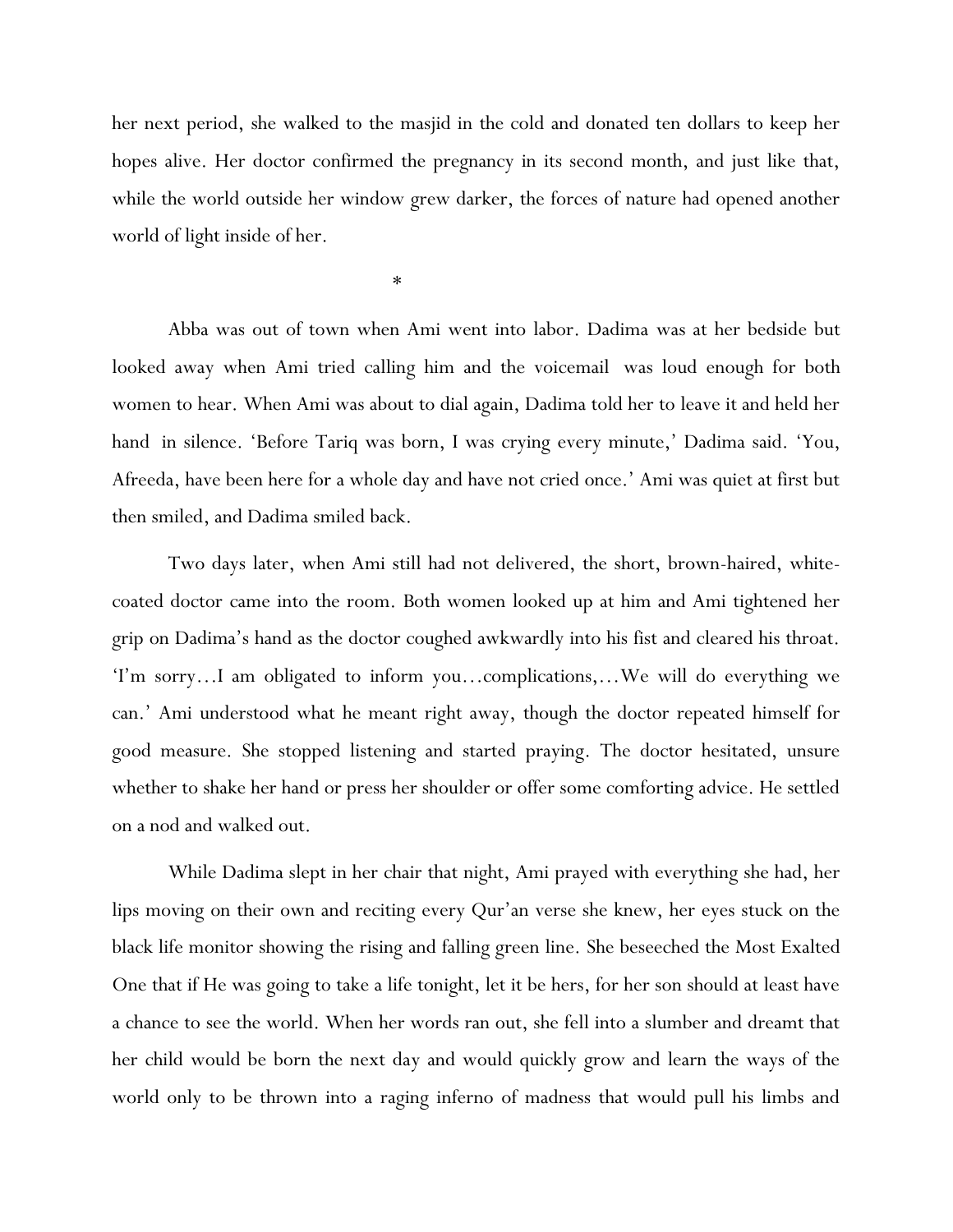her next period, she walked to the masjid in the cold and donated ten dollars to keep her hopes alive. Her doctor confirmed the pregnancy in its second month, and just like that, while the world outside her window grew darker, the forces of nature had opened another world of light inside of her.

*

Abba was out of town when Ami went into labor. Dadima was at her bedside but looked away when Ami tried calling him and the voicemail was loud enough for both women to hear. When Ami was about to dial again, Dadima told her to leave it and held her hand in silence. 'Before Tariq was born, I was crying every minute,' Dadima said. 'You, Afreeda, have been here for a whole day and have not cried once.' Ami was quiet at first but then smiled, and Dadima smiled back.

Two days later, when Ami still had not delivered, the short, brown-haired, white-coated doctor came into the room. Both women looked up at him and Ami tightened her grip on Dadima's hand as the doctor coughed awkwardly into his fist and cleared his throat. 'I'm sorry…I am obligated to inform you…complications,…We will do everything we can.' Ami understood what he meant right away, though the doctor repeated himself for good measure. She stopped listening and started praying. The doctor hesitated, unsure whether to shake her hand or press her shoulder or offer some comforting advice. He settled on a nod and walked out.

While Dadima slept in her chair that night, Ami prayed with everything she had, her lips moving on their own and reciting every Qur'an verse she knew, her eyes stuck on the black life monitor showing the rising and falling green line. She beseeched the Most Exalted One that if He was going to take a life tonight, let it be hers, for her son should at least have a chance to see the world. When her words ran out, she fell into a slumber and dreamt that her child would be born the next day and would quickly grow and learn the ways of the world only to be thrown into a raging inferno of madness that would pull his limbs and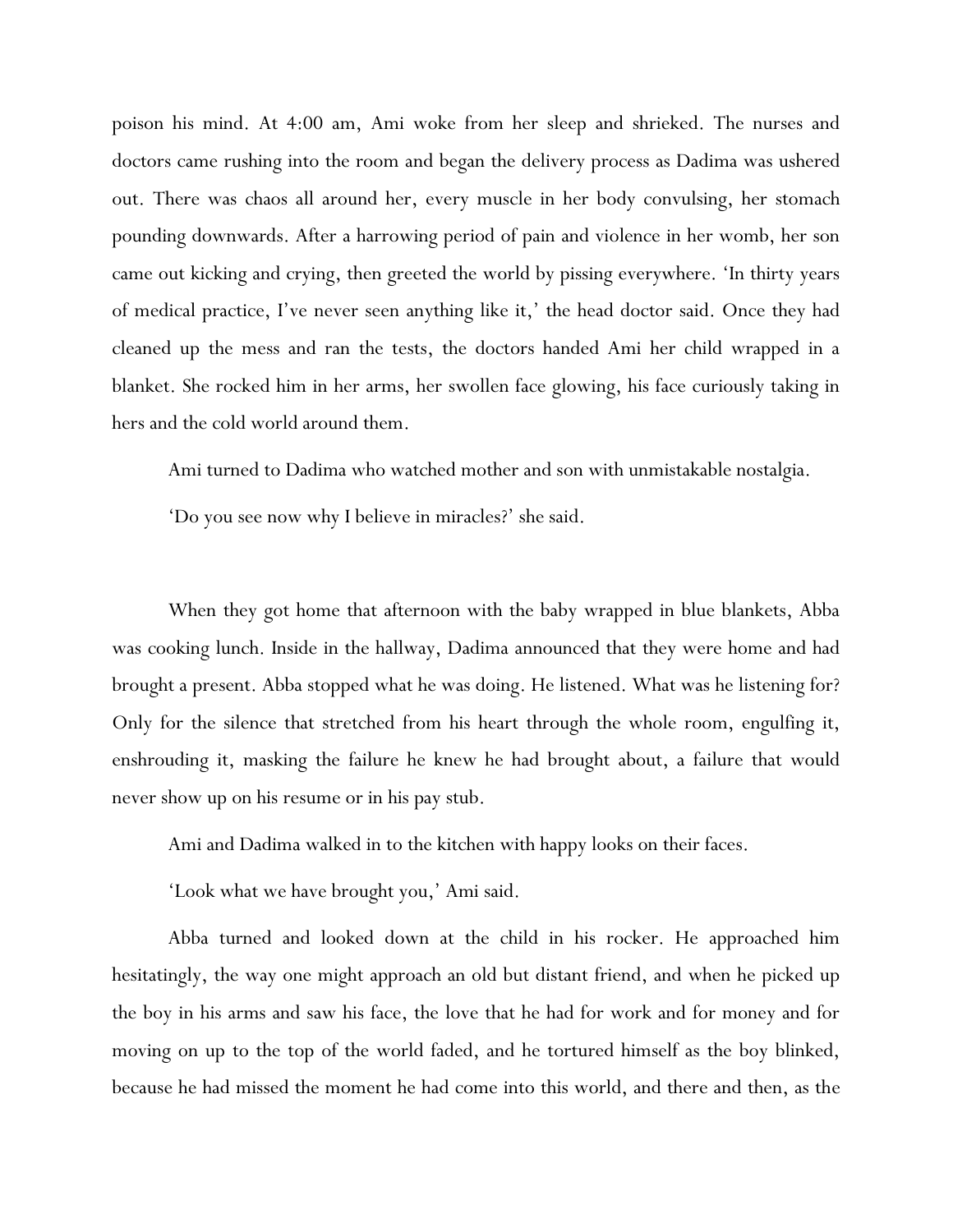poison his mind. At 4:00 am, Ami woke from her sleep and shrieked. The nurses and doctors came rushing into the room and began the delivery process as Dadima was ushered out. There was chaos all around her, every muscle in her body convulsing, her stomach pounding downwards. After a harrowing period of pain and violence in her womb, her son came out kicking and crying, then greeted the world by pissing everywhere. 'In thirty years of medical practice, I've never seen anything like it,' the head doctor said. Once they had cleaned up the mess and ran the tests, the doctors handed Ami her child wrapped in a blanket. She rocked him in her arms, her swollen face glowing, his face curiously taking in hers and the cold world around them.

Ami turned to Dadima who watched mother and son with unmistakable nostalgia.

'Do you see now why I believe in miracles?' she said.

When they got home that afternoon with the baby wrapped in blue blankets, Abba was cooking lunch. Inside in the hallway, Dadima announced that they were home and had brought a present. Abba stopped what he was doing. He listened. What was he listening for? Only for the silence that stretched from his heart through the whole room, engulfing it, enshrouding it, masking the failure he knew he had brought about, a failure that would never show up on his resume or in his pay stub.

Ami and Dadima walked in to the kitchen with happy looks on their faces.

'Look what we have brought you,' Ami said.

Abba turned and looked down at the child in his rocker. He approached him hesitatingly, the way one might approach an old but distant friend, and when he picked up the boy in his arms and saw his face, the love that he had for work and for money and for moving on up to the top of the world faded, and he tortured himself as the boy blinked, because he had missed the moment he had come into this world, and there and then, as the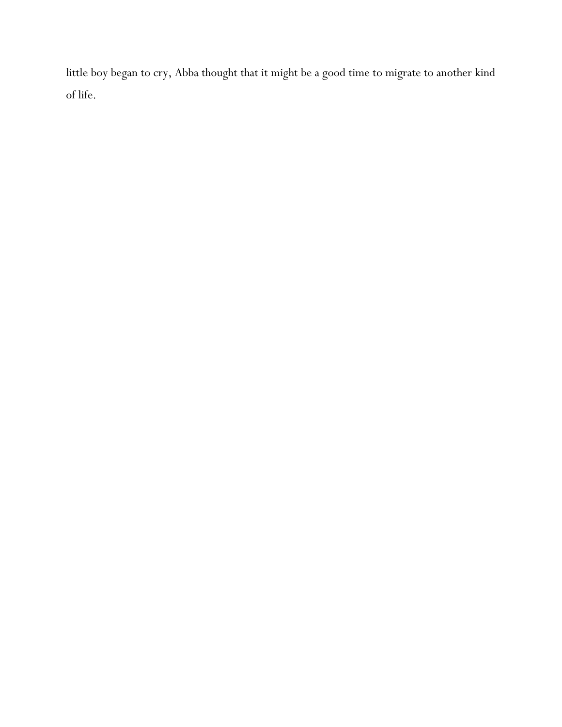little boy began to cry, Abba thought that it might be a good time to migrate to another kind of life.